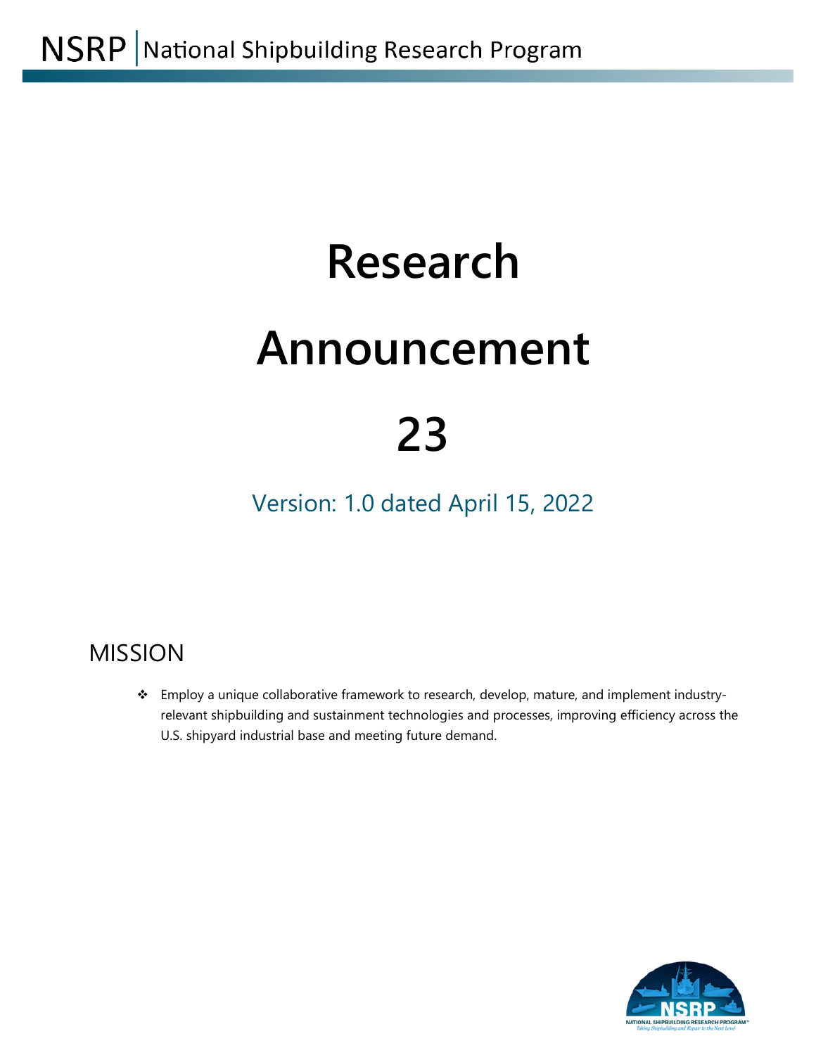NSRP | National Shipbuilding Research Program

# Research Announcement 23

Version: 1.0 dated April 15, 2022

## MISSION

- Employ a unique collaborative framework to research, develop, mature, and implement industry-relevant shipbuilding and sustainment technologies and processes, improving efficiency across the U.S. shipyard industrial base and meeting future demand.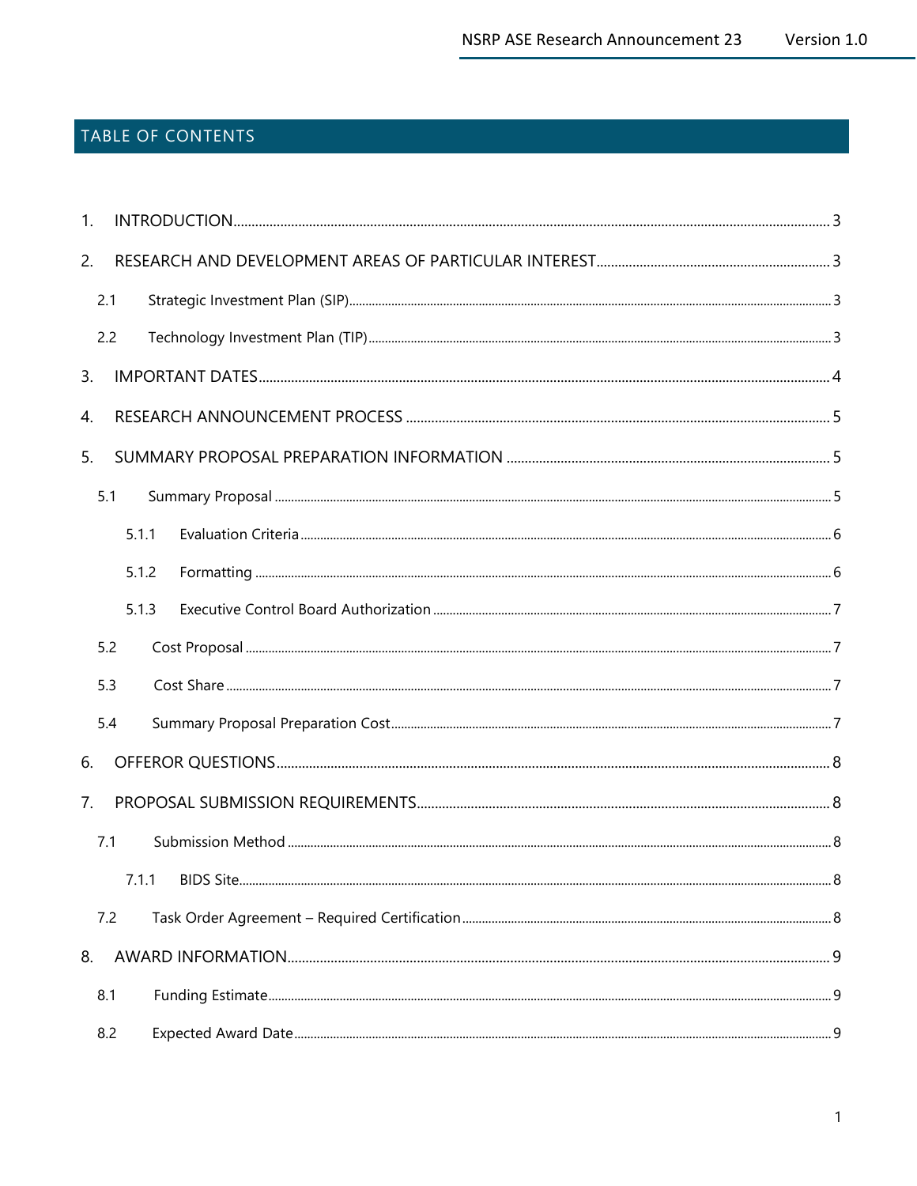## TABLE OF CONTENTS

1. INTRODUCTION ..... 3
2. RESEARCH AND DEVELOPMENT AREAS OF PARTICULAR INTEREST ..... 3
   - 2.1 Strategic Investment Plan (SIP) ..... 3
   - 2.2 Technology Investment Plan (TIP) ..... 3
3. IMPORTANT DATES ..... 4
4. RESEARCH ANNOUNCEMENT PROCESS ..... 5
5. SUMMARY PROPOSAL PREPARATION INFORMATION ..... 5
   - 5.1 Summary Proposal ..... 5
     - 5.1.1 Evaluation Criteria ..... 6
     - 5.1.2 Formatting ..... 6
     - 5.1.3 Executive Control Board Authorization ..... 7
   - 5.2 Cost Proposal ..... 7
   - 5.3 Cost Share ..... 7
   - 5.4 Summary Proposal Preparation Cost ..... 7
6. OFFEROR QUESTIONS ..... 8
7. PROPOSAL SUBMISSION REQUIREMENTS ..... 8
   - 7.1 Submission Method ..... 8
     - 7.1.1 BIDS Site ..... 8
   - 7.2 Task Order Agreement – Required Certification ..... 8
8. AWARD INFORMATION ..... 9
   - 8.1 Funding Estimate ..... 9
   - 8.2 Expected Award Date ..... 9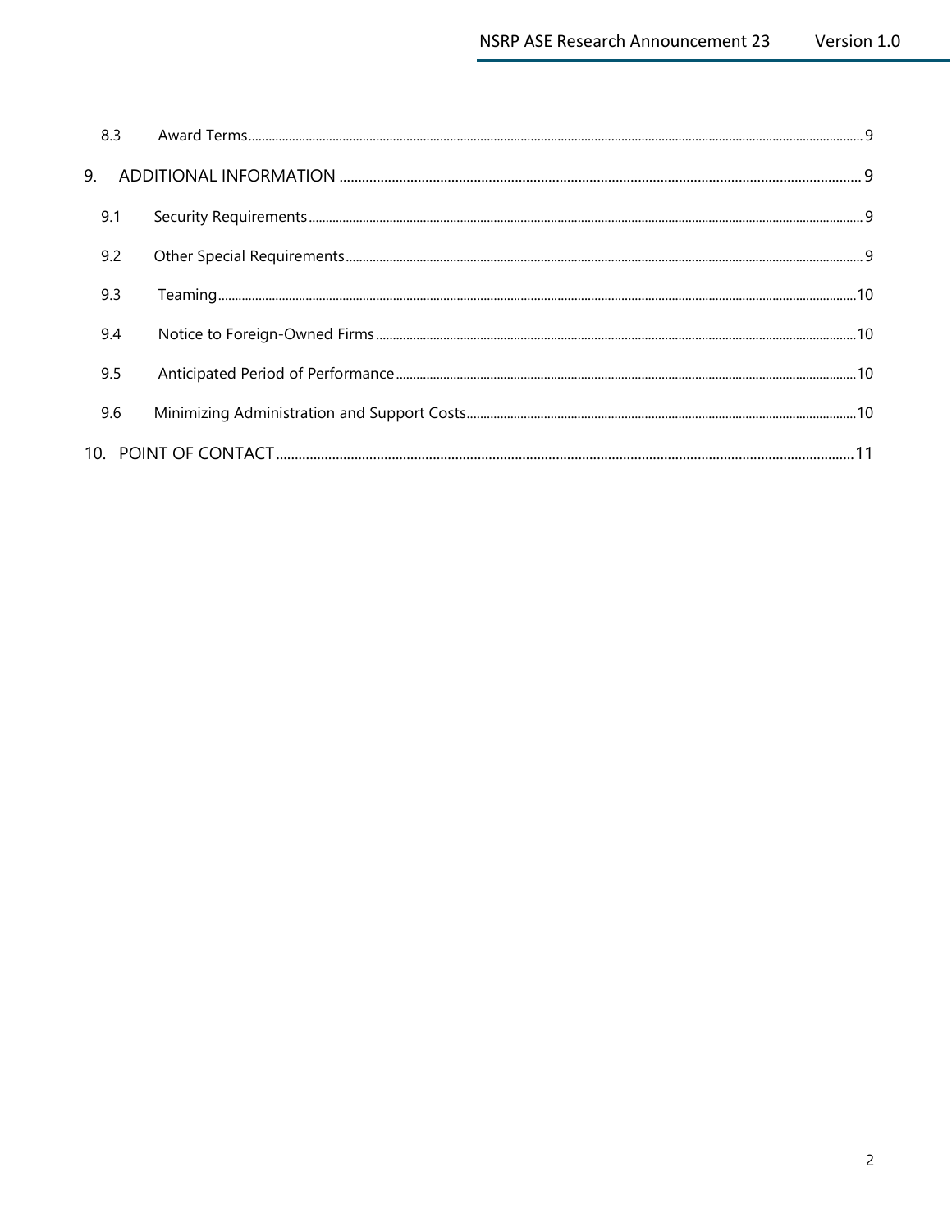8.3 Award Terms ..... 9

9. ADDITIONAL INFORMATION ..... 9

9.1 Security Requirements ..... 9

9.2 Other Special Requirements ..... 9

9.3 Teaming ..... 10

9.4 Notice to Foreign-Owned Firms ..... 10

9.5 Anticipated Period of Performance ..... 10

9.6 Minimizing Administration and Support Costs ..... 10

10. POINT OF CONTACT ..... 11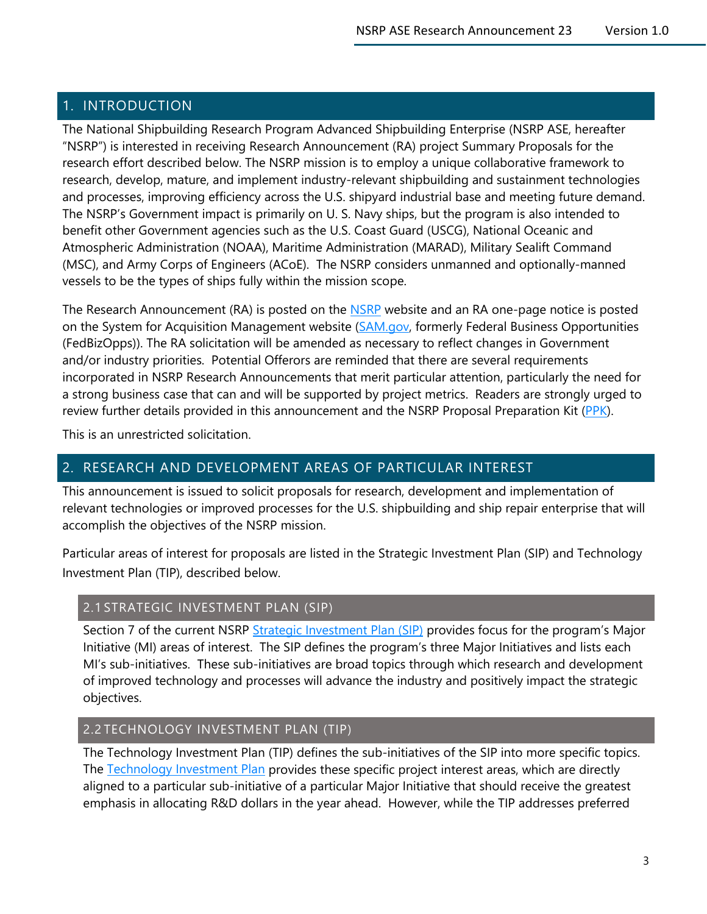## 1. INTRODUCTION

The National Shipbuilding Research Program Advanced Shipbuilding Enterprise (NSRP ASE, hereafter "NSRP") is interested in receiving Research Announcement (RA) project Summary Proposals for the research effort described below. The NSRP mission is to employ a unique collaborative framework to research, develop, mature, and implement industry-relevant shipbuilding and sustainment technologies and processes, improving efficiency across the U.S. shipyard industrial base and meeting future demand. The NSRP's Government impact is primarily on U. S. Navy ships, but the program is also intended to benefit other Government agencies such as the U.S. Coast Guard (USCG), National Oceanic and Atmospheric Administration (NOAA), Maritime Administration (MARAD), Military Sealift Command (MSC), and Army Corps of Engineers (ACoE). The NSRP considers unmanned and optionally-manned vessels to be the types of ships fully within the mission scope.

The Research Announcement (RA) is posted on the NSRP website and an RA one-page notice is posted on the System for Acquisition Management website (SAM.gov, formerly Federal Business Opportunities (FedBizOpps)). The RA solicitation will be amended as necessary to reflect changes in Government and/or industry priorities. Potential Offerors are reminded that there are several requirements incorporated in NSRP Research Announcements that merit particular attention, particularly the need for a strong business case that can and will be supported by project metrics. Readers are strongly urged to review further details provided in this announcement and the NSRP Proposal Preparation Kit (PPK).

This is an unrestricted solicitation.

## 2. RESEARCH AND DEVELOPMENT AREAS OF PARTICULAR INTEREST

This announcement is issued to solicit proposals for research, development and implementation of relevant technologies or improved processes for the U.S. shipbuilding and ship repair enterprise that will accomplish the objectives of the NSRP mission.

Particular areas of interest for proposals are listed in the Strategic Investment Plan (SIP) and Technology Investment Plan (TIP), described below.

### 2.1 STRATEGIC INVESTMENT PLAN (SIP)

Section 7 of the current NSRP Strategic Investment Plan (SIP) provides focus for the program's Major Initiative (MI) areas of interest. The SIP defines the program's three Major Initiatives and lists each MI's sub-initiatives. These sub-initiatives are broad topics through which research and development of improved technology and processes will advance the industry and positively impact the strategic objectives.

### 2.2 TECHNOLOGY INVESTMENT PLAN (TIP)

The Technology Investment Plan (TIP) defines the sub-initiatives of the SIP into more specific topics. The Technology Investment Plan provides these specific project interest areas, which are directly aligned to a particular sub-initiative of a particular Major Initiative that should receive the greatest emphasis in allocating R&D dollars in the year ahead. However, while the TIP addresses preferred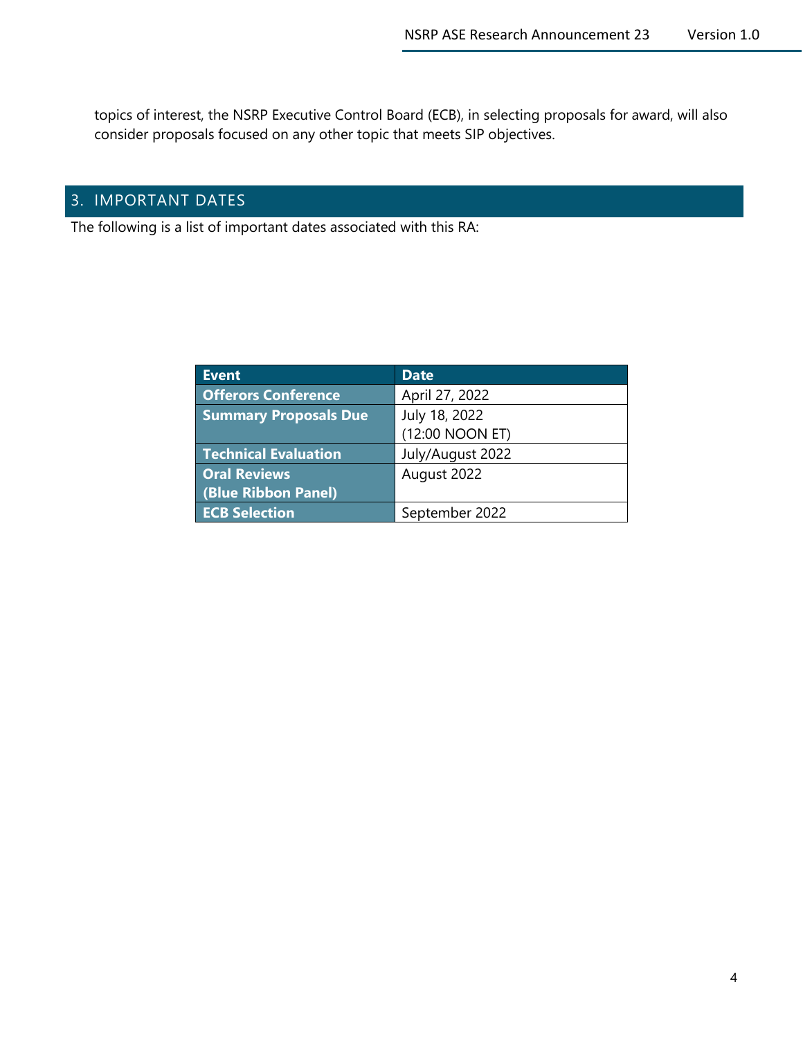topics of interest, the NSRP Executive Control Board (ECB), in selecting proposals for award, will also consider proposals focused on any other topic that meets SIP objectives.

## 3. IMPORTANT DATES

The following is a list of important dates associated with this RA:

| Event | Date |
|---|---|
| **Offerors Conference** | April 27, 2022 |
| **Summary Proposals Due** | July 18, 2022 (12:00 NOON ET) |
| **Technical Evaluation** | July/August 2022 |
| **Oral Reviews (Blue Ribbon Panel)** | August 2022 |
| **ECB Selection** | September 2022 |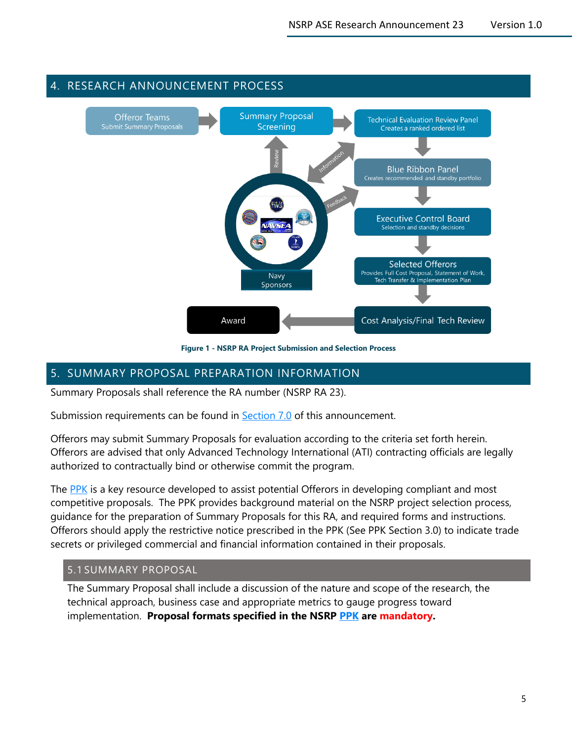## 4. RESEARCH ANNOUNCEMENT PROCESS

Offeror Teams
Submit Summary Proposals

Summary Proposal
Screening

Technical Evaluation Review Panel
Creates a ranked ordered list

Blue Ribbon Panel
Creates recommended and standby portfolio

Executive Control Board
Selection and standby decisions

Selected Offerors
Provides Full Cost Proposal, Statement of Work, Tech Transfer & Implementation Plan

Cost Analysis/Final Tech Review

Award

Navy Sponsors

Review

Information

Feedback

**Figure 1 - NSRP RA Project Submission and Selection Process**

## 5. SUMMARY PROPOSAL PREPARATION INFORMATION

Summary Proposals shall reference the RA number (NSRP RA 23).

Submission requirements can be found in Section 7.0 of this announcement.

Offerors may submit Summary Proposals for evaluation according to the criteria set forth herein. Offerors are advised that only Advanced Technology International (ATI) contracting officials are legally authorized to contractually bind or otherwise commit the program.

The PPK is a key resource developed to assist potential Offerors in developing compliant and most competitive proposals. The PPK provides background material on the NSRP project selection process, guidance for the preparation of Summary Proposals for this RA, and required forms and instructions. Offerors should apply the restrictive notice prescribed in the PPK (See PPK Section 3.0) to indicate trade secrets or privileged commercial and financial information contained in their proposals.

### 5.1 SUMMARY PROPOSAL

The Summary Proposal shall include a discussion of the nature and scope of the research, the technical approach, business case and appropriate metrics to gauge progress toward implementation. **Proposal formats specified in the NSRP PPK are mandatory.**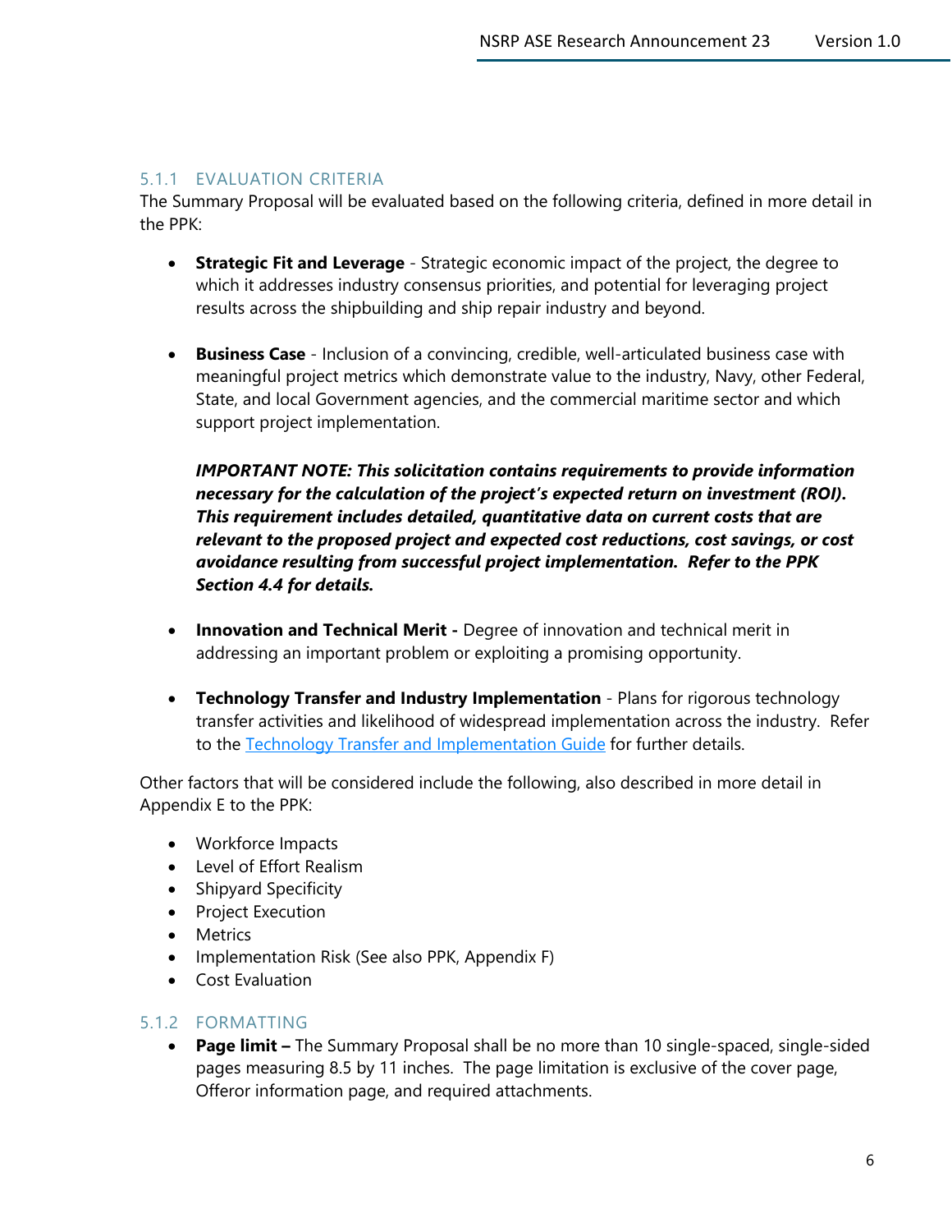### 5.1.1 EVALUATION CRITERIA

The Summary Proposal will be evaluated based on the following criteria, defined in more detail in the PPK:

- **Strategic Fit and Leverage** - Strategic economic impact of the project, the degree to which it addresses industry consensus priorities, and potential for leveraging project results across the shipbuilding and ship repair industry and beyond.

- **Business Case** - Inclusion of a convincing, credible, well-articulated business case with meaningful project metrics which demonstrate value to the industry, Navy, other Federal, State, and local Government agencies, and the commercial maritime sector and which support project implementation.

  ***IMPORTANT NOTE: This solicitation contains requirements to provide information necessary for the calculation of the project's expected return on investment (ROI). This requirement includes detailed, quantitative data on current costs that are relevant to the proposed project and expected cost reductions, cost savings, or cost avoidance resulting from successful project implementation. Refer to the PPK Section 4.4 for details.***

- **Innovation and Technical Merit -** Degree of innovation and technical merit in addressing an important problem or exploiting a promising opportunity.

- **Technology Transfer and Industry Implementation** - Plans for rigorous technology transfer activities and likelihood of widespread implementation across the industry. Refer to the Technology Transfer and Implementation Guide for further details.

Other factors that will be considered include the following, also described in more detail in Appendix E to the PPK:

- Workforce Impacts
- Level of Effort Realism
- Shipyard Specificity
- Project Execution
- Metrics
- Implementation Risk (See also PPK, Appendix F)
- Cost Evaluation

### 5.1.2 FORMATTING

- **Page limit –** The Summary Proposal shall be no more than 10 single-spaced, single-sided pages measuring 8.5 by 11 inches. The page limitation is exclusive of the cover page, Offeror information page, and required attachments.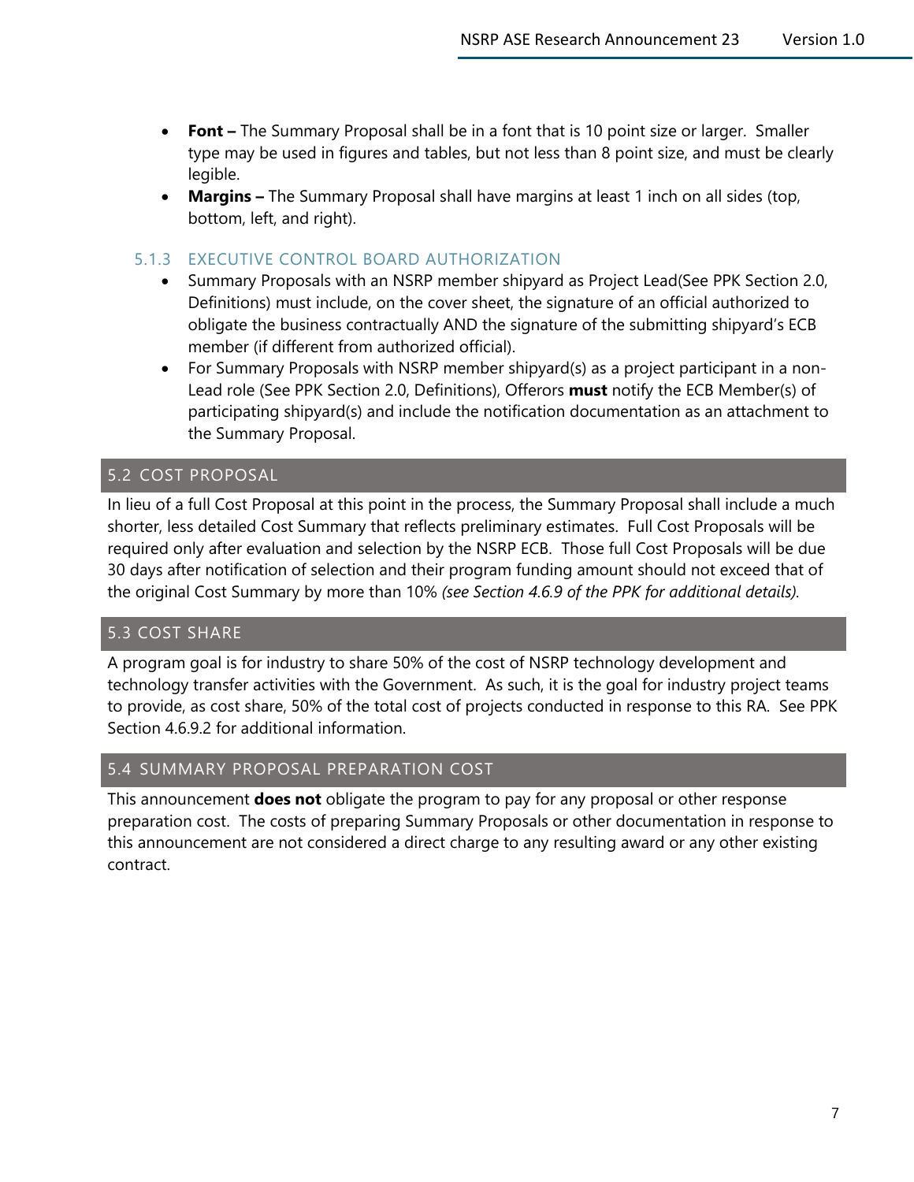- **Font –** The Summary Proposal shall be in a font that is 10 point size or larger. Smaller type may be used in figures and tables, but not less than 8 point size, and must be clearly legible.
- **Margins –** The Summary Proposal shall have margins at least 1 inch on all sides (top, bottom, left, and right).

### 5.1.3 EXECUTIVE CONTROL BOARD AUTHORIZATION

- Summary Proposals with an NSRP member shipyard as Project Lead(See PPK Section 2.0, Definitions) must include, on the cover sheet, the signature of an official authorized to obligate the business contractually AND the signature of the submitting shipyard's ECB member (if different from authorized official).
- For Summary Proposals with NSRP member shipyard(s) as a project participant in a non-Lead role (See PPK Section 2.0, Definitions), Offerors **must** notify the ECB Member(s) of participating shipyard(s) and include the notification documentation as an attachment to the Summary Proposal.

## 5.2 COST PROPOSAL

In lieu of a full Cost Proposal at this point in the process, the Summary Proposal shall include a much shorter, less detailed Cost Summary that reflects preliminary estimates. Full Cost Proposals will be required only after evaluation and selection by the NSRP ECB. Those full Cost Proposals will be due 30 days after notification of selection and their program funding amount should not exceed that of the original Cost Summary by more than 10% *(see Section 4.6.9 of the PPK for additional details)*.

## 5.3 COST SHARE

A program goal is for industry to share 50% of the cost of NSRP technology development and technology transfer activities with the Government. As such, it is the goal for industry project teams to provide, as cost share, 50% of the total cost of projects conducted in response to this RA. See PPK Section 4.6.9.2 for additional information.

## 5.4 SUMMARY PROPOSAL PREPARATION COST

This announcement **does not** obligate the program to pay for any proposal or other response preparation cost. The costs of preparing Summary Proposals or other documentation in response to this announcement are not considered a direct charge to any resulting award or any other existing contract.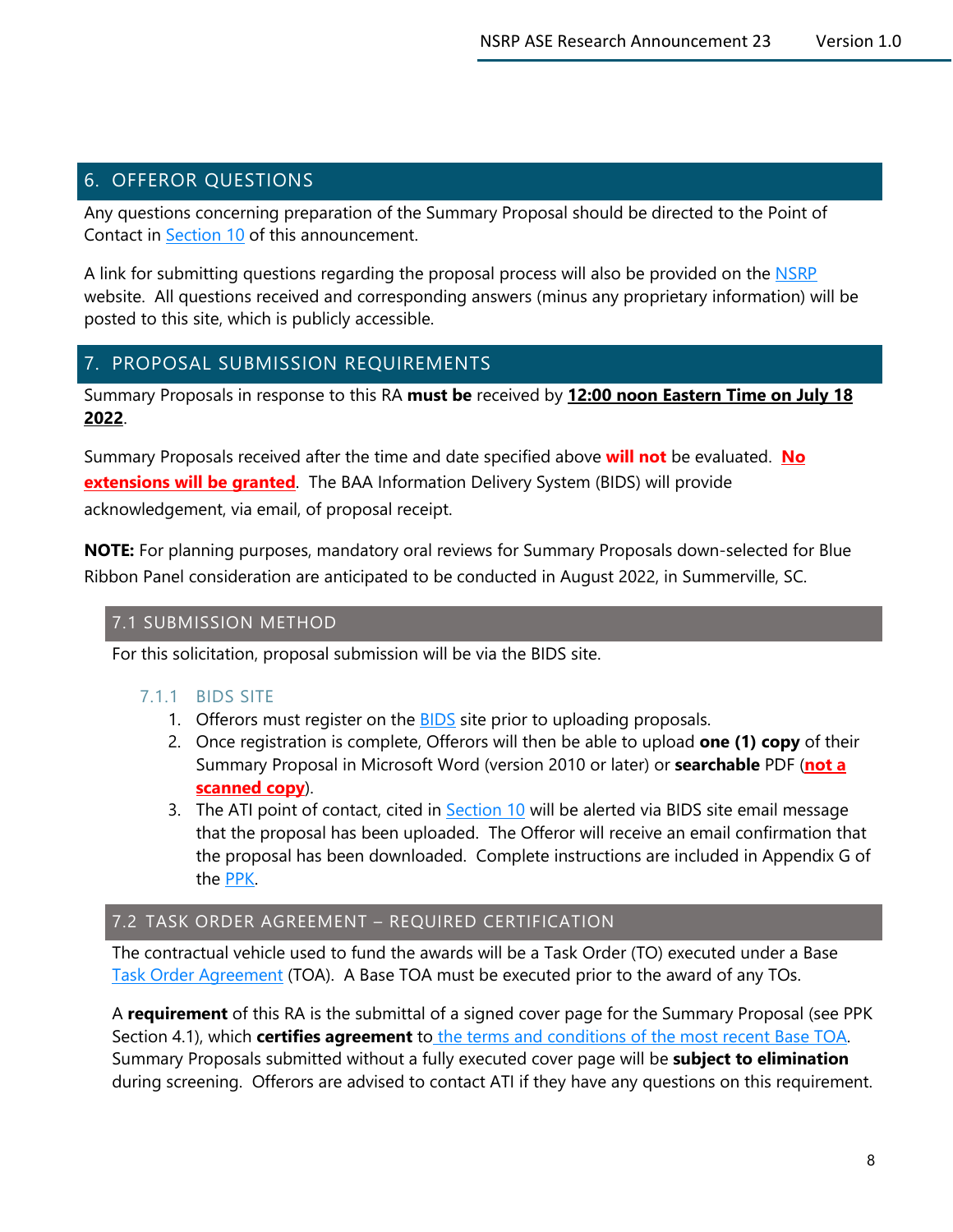## 6. OFFEROR QUESTIONS

Any questions concerning preparation of the Summary Proposal should be directed to the Point of Contact in Section 10 of this announcement.

A link for submitting questions regarding the proposal process will also be provided on the NSRP website. All questions received and corresponding answers (minus any proprietary information) will be posted to this site, which is publicly accessible.

## 7. PROPOSAL SUBMISSION REQUIREMENTS

Summary Proposals in response to this RA **must be** received by **12:00 noon Eastern Time on July 18 2022**.

Summary Proposals received after the time and date specified above **will not** be evaluated. **No extensions will be granted**. The BAA Information Delivery System (BIDS) will provide acknowledgement, via email, of proposal receipt.

**NOTE:** For planning purposes, mandatory oral reviews for Summary Proposals down-selected for Blue Ribbon Panel consideration are anticipated to be conducted in August 2022, in Summerville, SC.

### 7.1 SUBMISSION METHOD

For this solicitation, proposal submission will be via the BIDS site.

#### 7.1.1 BIDS SITE

1. Offerors must register on the BIDS site prior to uploading proposals.
2. Once registration is complete, Offerors will then be able to upload **one (1) copy** of their Summary Proposal in Microsoft Word (version 2010 or later) or **searchable** PDF (**not a scanned copy**).
3. The ATI point of contact, cited in Section 10 will be alerted via BIDS site email message that the proposal has been uploaded. The Offeror will receive an email confirmation that the proposal has been downloaded. Complete instructions are included in Appendix G of the PPK.

### 7.2 TASK ORDER AGREEMENT – REQUIRED CERTIFICATION

The contractual vehicle used to fund the awards will be a Task Order (TO) executed under a Base Task Order Agreement (TOA). A Base TOA must be executed prior to the award of any TOs.

A **requirement** of this RA is the submittal of a signed cover page for the Summary Proposal (see PPK Section 4.1), which **certifies agreement** to the terms and conditions of the most recent Base TOA. Summary Proposals submitted without a fully executed cover page will be **subject to elimination** during screening. Offerors are advised to contact ATI if they have any questions on this requirement.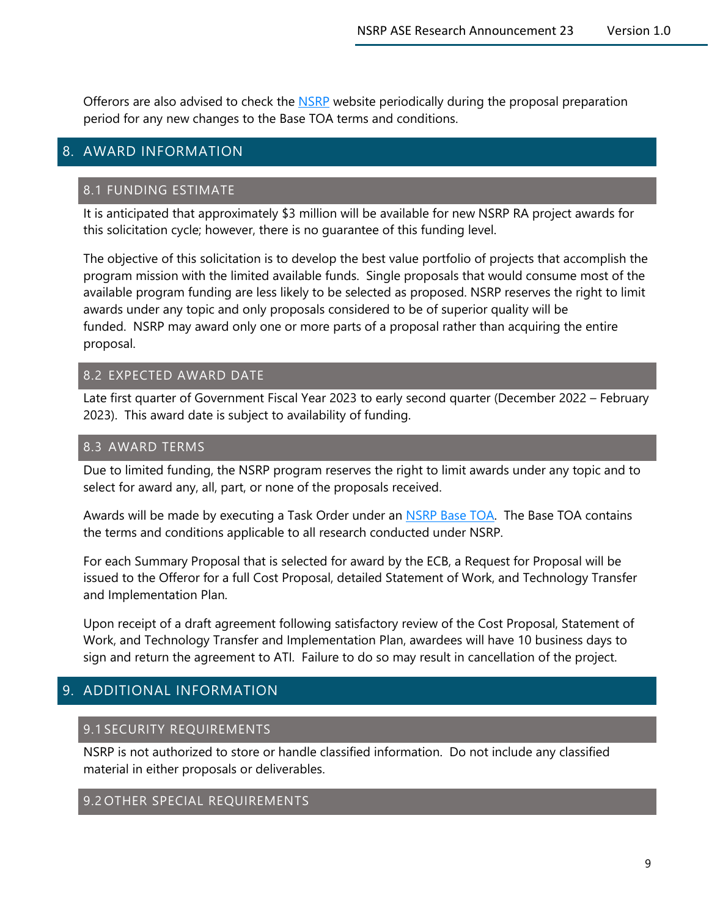Offerors are also advised to check the NSRP website periodically during the proposal preparation period for any new changes to the Base TOA terms and conditions.

# 8. AWARD INFORMATION

## 8.1 FUNDING ESTIMATE

It is anticipated that approximately $3 million will be available for new NSRP RA project awards for this solicitation cycle; however, there is no guarantee of this funding level.

The objective of this solicitation is to develop the best value portfolio of projects that accomplish the program mission with the limited available funds. Single proposals that would consume most of the available program funding are less likely to be selected as proposed. NSRP reserves the right to limit awards under any topic and only proposals considered to be of superior quality will be funded. NSRP may award only one or more parts of a proposal rather than acquiring the entire proposal.

## 8.2 EXPECTED AWARD DATE

Late first quarter of Government Fiscal Year 2023 to early second quarter (December 2022 – February 2023). This award date is subject to availability of funding.

## 8.3 AWARD TERMS

Due to limited funding, the NSRP program reserves the right to limit awards under any topic and to select for award any, all, part, or none of the proposals received.

Awards will be made by executing a Task Order under an NSRP Base TOA. The Base TOA contains the terms and conditions applicable to all research conducted under NSRP.

For each Summary Proposal that is selected for award by the ECB, a Request for Proposal will be issued to the Offeror for a full Cost Proposal, detailed Statement of Work, and Technology Transfer and Implementation Plan.

Upon receipt of a draft agreement following satisfactory review of the Cost Proposal, Statement of Work, and Technology Transfer and Implementation Plan, awardees will have 10 business days to sign and return the agreement to ATI. Failure to do so may result in cancellation of the project.

# 9. ADDITIONAL INFORMATION

## 9.1 SECURITY REQUIREMENTS

NSRP is not authorized to store or handle classified information. Do not include any classified material in either proposals or deliverables.

## 9.2 OTHER SPECIAL REQUIREMENTS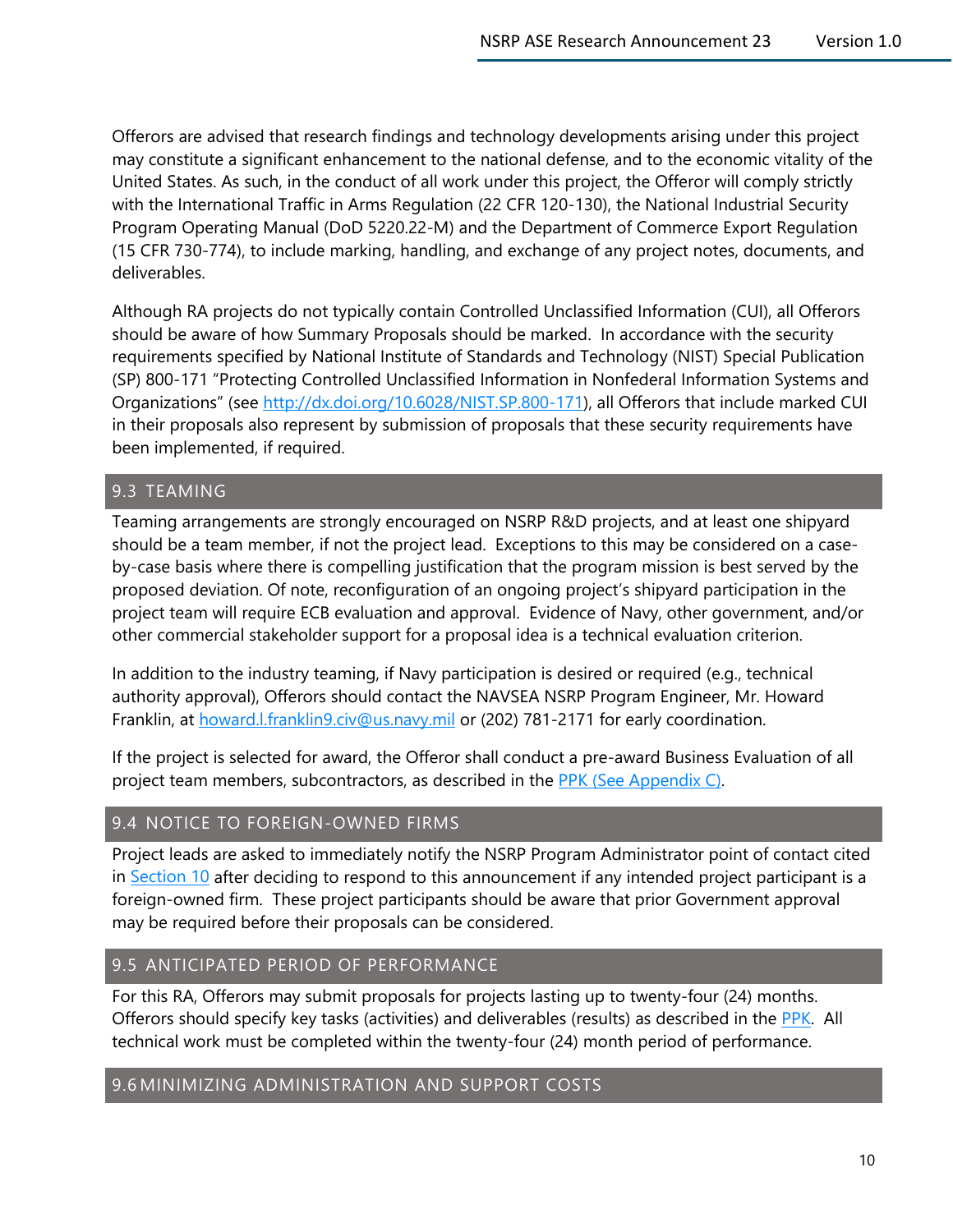Offerors are advised that research findings and technology developments arising under this project may constitute a significant enhancement to the national defense, and to the economic vitality of the United States. As such, in the conduct of all work under this project, the Offeror will comply strictly with the International Traffic in Arms Regulation (22 CFR 120-130), the National Industrial Security Program Operating Manual (DoD 5220.22-M) and the Department of Commerce Export Regulation (15 CFR 730-774), to include marking, handling, and exchange of any project notes, documents, and deliverables.

Although RA projects do not typically contain Controlled Unclassified Information (CUI), all Offerors should be aware of how Summary Proposals should be marked. In accordance with the security requirements specified by National Institute of Standards and Technology (NIST) Special Publication (SP) 800-171 "Protecting Controlled Unclassified Information in Nonfederal Information Systems and Organizations" (see [http://dx.doi.org/10.6028/NIST.SP.800-171](http://dx.doi.org/10.6028/NIST.SP.800-171)), all Offerors that include marked CUI in their proposals also represent by submission of proposals that these security requirements have been implemented, if required.

## 9.3 TEAMING

Teaming arrangements are strongly encouraged on NSRP R&D projects, and at least one shipyard should be a team member, if not the project lead. Exceptions to this may be considered on a case-by-case basis where there is compelling justification that the program mission is best served by the proposed deviation. Of note, reconfiguration of an ongoing project's shipyard participation in the project team will require ECB evaluation and approval. Evidence of Navy, other government, and/or other commercial stakeholder support for a proposal idea is a technical evaluation criterion.

In addition to the industry teaming, if Navy participation is desired or required (e.g., technical authority approval), Offerors should contact the NAVSEA NSRP Program Engineer, Mr. Howard Franklin, at [howard.l.franklin9.civ@us.navy.mil](mailto:howard.l.franklin9.civ@us.navy.mil) or (202) 781-2171 for early coordination.

If the project is selected for award, the Offeror shall conduct a pre-award Business Evaluation of all project team members, subcontractors, as described in the PPK (See Appendix C).

## 9.4 NOTICE TO FOREIGN-OWNED FIRMS

Project leads are asked to immediately notify the NSRP Program Administrator point of contact cited in Section 10 after deciding to respond to this announcement if any intended project participant is a foreign-owned firm. These project participants should be aware that prior Government approval may be required before their proposals can be considered.

## 9.5 ANTICIPATED PERIOD OF PERFORMANCE

For this RA, Offerors may submit proposals for projects lasting up to twenty-four (24) months. Offerors should specify key tasks (activities) and deliverables (results) as described in the PPK. All technical work must be completed within the twenty-four (24) month period of performance.

## 9.6 MINIMIZING ADMINISTRATION AND SUPPORT COSTS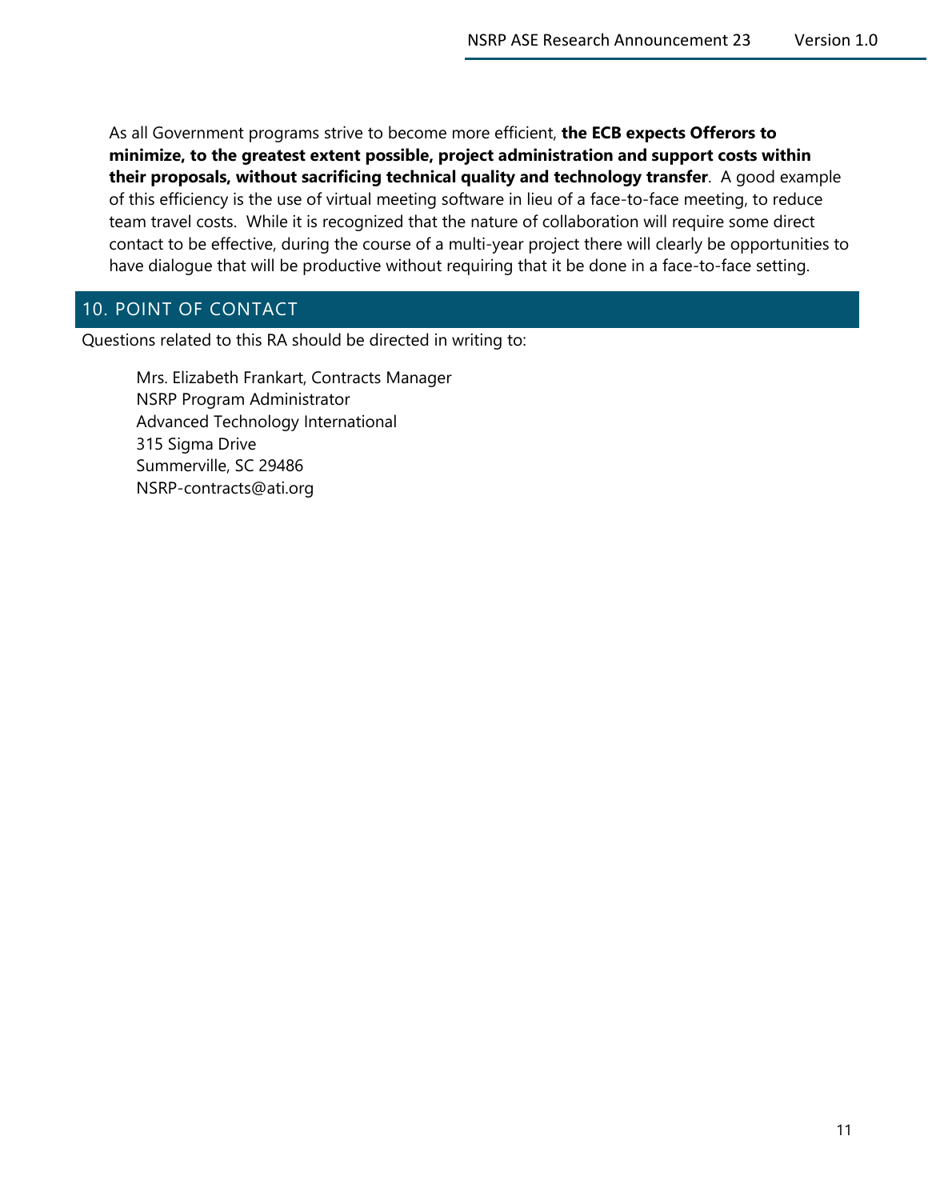As all Government programs strive to become more efficient, **the ECB expects Offerors to minimize, to the greatest extent possible, project administration and support costs within their proposals, without sacrificing technical quality and technology transfer**. A good example of this efficiency is the use of virtual meeting software in lieu of a face-to-face meeting, to reduce team travel costs. While it is recognized that the nature of collaboration will require some direct contact to be effective, during the course of a multi-year project there will clearly be opportunities to have dialogue that will be productive without requiring that it be done in a face-to-face setting.

## 10. POINT OF CONTACT

Questions related to this RA should be directed in writing to:

Mrs. Elizabeth Frankart, Contracts Manager
NSRP Program Administrator
Advanced Technology International
315 Sigma Drive
Summerville, SC 29486
NSRP-contracts@ati.org